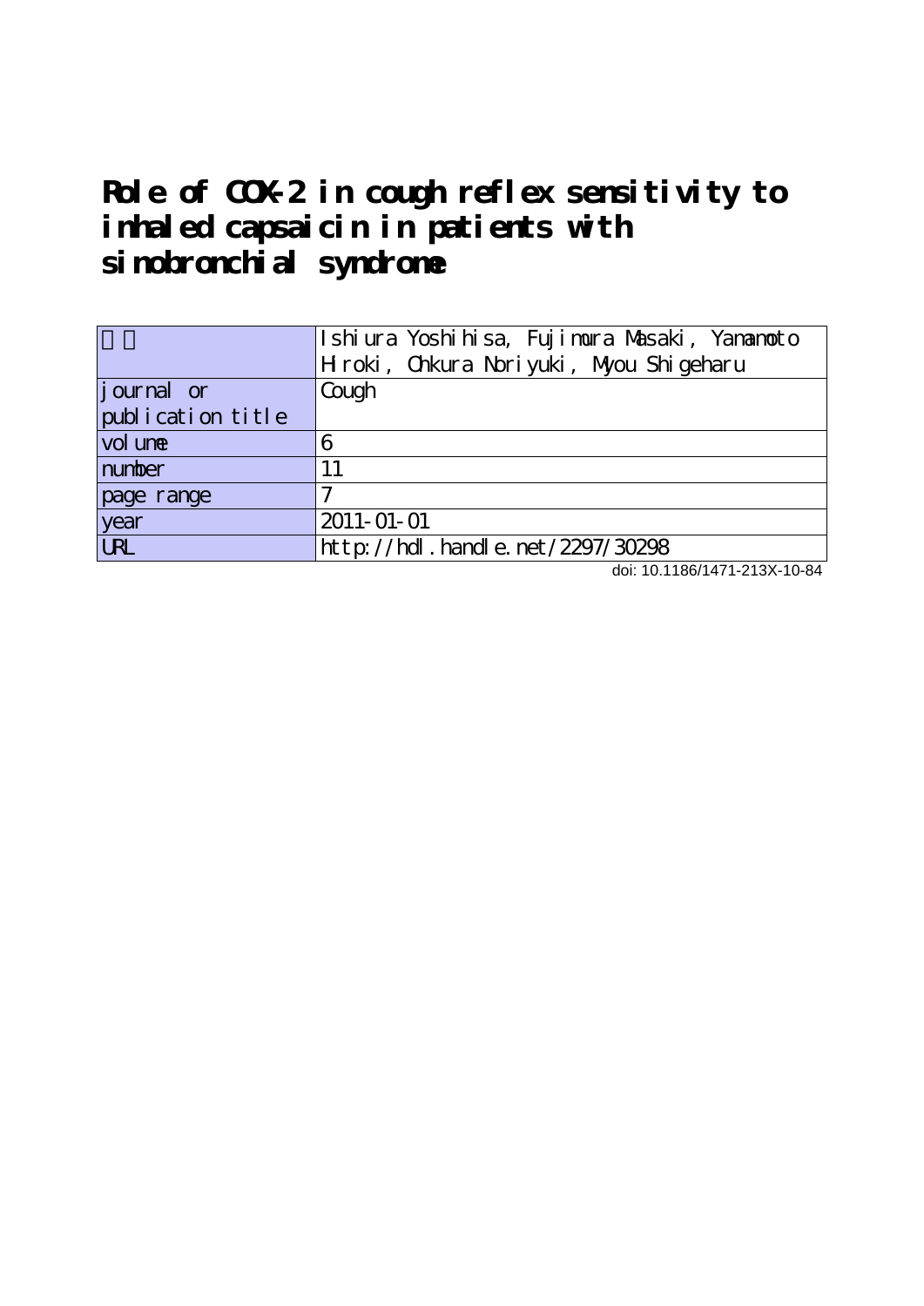# Role of COX-2 in cough reflex sensitivity to inhaled capsaicin in patients with sinobronchial syndrome

| 著者 | Ishiura Yoshihisa, Fujimura Masaki, Yamamoto Hiroki, Ohkura Noriyuki, Myou Shigeharu |
|---|---|
| journal or publication title | Cough |
| volume | 6 |
| number | 11 |
| page range | 7 |
| year | 2011-01-01 |
| URL | http://hdl.handle.net/2297/30298 |

doi: 10.1186/1471-213X-10-84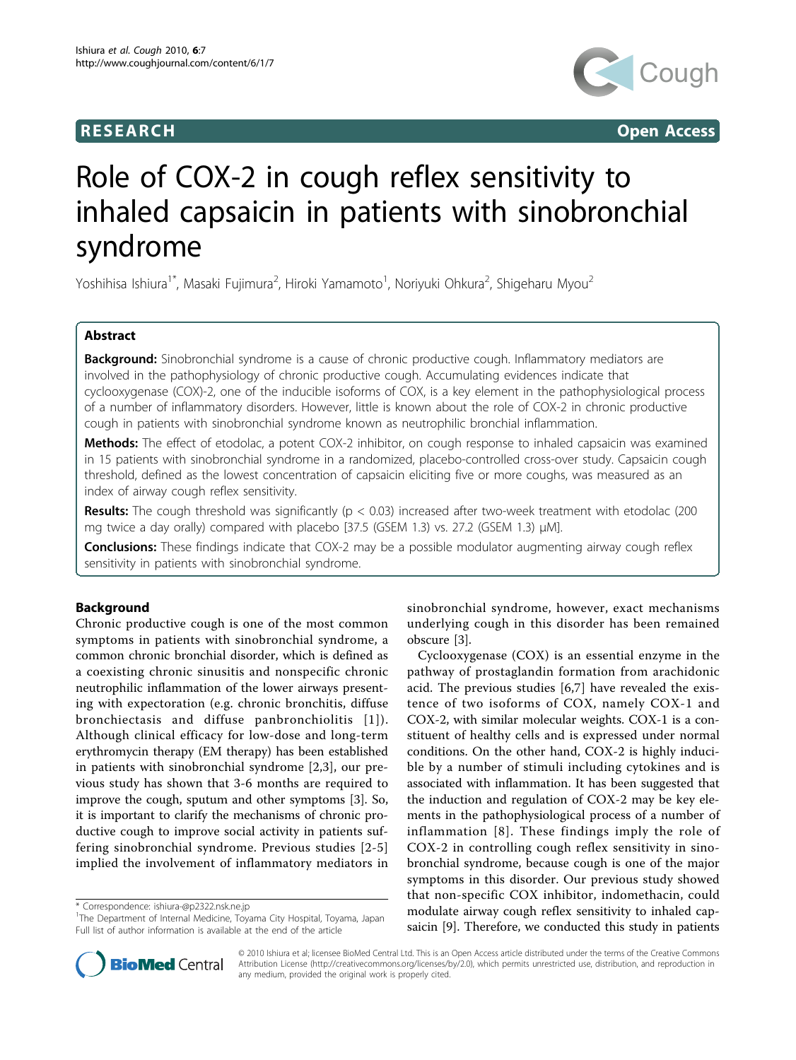Ishiura et al. Cough 2010, 6:7
http://www.coughjournal.com/content/6/1/7

# RESEARCH Open Access

# Role of COX-2 in cough reflex sensitivity to inhaled capsaicin in patients with sinobronchial syndrome

Yoshihisa Ishiura[1*], Masaki Fujimura[2], Hiroki Yamamoto[1], Noriyuki Ohkura[2], Shigeharu Myou[2]

## Abstract

**Background:** Sinobronchial syndrome is a cause of chronic productive cough. Inflammatory mediators are involved in the pathophysiology of chronic productive cough. Accumulating evidences indicate that cyclooxygenase (COX)-2, one of the inducible isoforms of COX, is a key element in the pathophysiological process of a number of inflammatory disorders. However, little is known about the role of COX-2 in chronic productive cough in patients with sinobronchial syndrome known as neutrophilic bronchial inflammation.

**Methods:** The effect of etodolac, a potent COX-2 inhibitor, on cough response to inhaled capsaicin was examined in 15 patients with sinobronchial syndrome in a randomized, placebo-controlled cross-over study. Capsaicin cough threshold, defined as the lowest concentration of capsaicin eliciting five or more coughs, was measured as an index of airway cough reflex sensitivity.

**Results:** The cough threshold was significantly ($p < 0.03$) increased after two-week treatment with etodolac (200 mg twice a day orally) compared with placebo [37.5 (GSEM 1.3) vs. 27.2 (GSEM 1.3) μM].

**Conclusions:** These findings indicate that COX-2 may be a possible modulator augmenting airway cough reflex sensitivity in patients with sinobronchial syndrome.

## Background

Chronic productive cough is one of the most common symptoms in patients with sinobronchial syndrome, a common chronic bronchial disorder, which is defined as a coexisting chronic sinusitis and nonspecific chronic neutrophilic inflammation of the lower airways presenting with expectoration (e.g. chronic bronchitis, diffuse bronchiectasis and diffuse panbronchiolitis [1]). Although clinical efficacy for low-dose and long-term erythromycin therapy (EM therapy) has been established in patients with sinobronchial syndrome [2,3], our previous study has shown that 3-6 months are required to improve the cough, sputum and other symptoms [3]. So, it is important to clarify the mechanisms of chronic productive cough to improve social activity in patients suffering sinobronchial syndrome. Previous studies [2-5] implied the involvement of inflammatory mediators in sinobronchial syndrome, however, exact mechanisms underlying cough in this disorder has been remained obscure [3].

Cyclooxygenase (COX) is an essential enzyme in the pathway of prostaglandin formation from arachidonic acid. The previous studies [6,7] have revealed the existence of two isoforms of COX, namely COX-1 and COX-2, with similar molecular weights. COX-1 is a constituent of healthy cells and is expressed under normal conditions. On the other hand, COX-2 is highly inducible by a number of stimuli including cytokines and is associated with inflammation. It has been suggested that the induction and regulation of COX-2 may be key elements in the pathophysiological process of a number of inflammation [8]. These findings imply the role of COX-2 in controlling cough reflex sensitivity in sinobronchial syndrome, because cough is one of the major symptoms in this disorder. Our previous study showed that non-specific COX inhibitor, indomethacin, could modulate airway cough reflex sensitivity to inhaled capsaicin [9]. Therefore, we conducted this study in patients

\* Correspondence: ishiura-@p2322.nsk.ne.jp
[1]The Department of Internal Medicine, Toyama City Hospital, Toyama, Japan
Full list of author information is available at the end of the article

© 2010 Ishiura et al; licensee BioMed Central Ltd. This is an Open Access article distributed under the terms of the Creative Commons Attribution License (http://creativecommons.org/licenses/by/2.0), which permits unrestricted use, distribution, and reproduction in any medium, provided the original work is properly cited.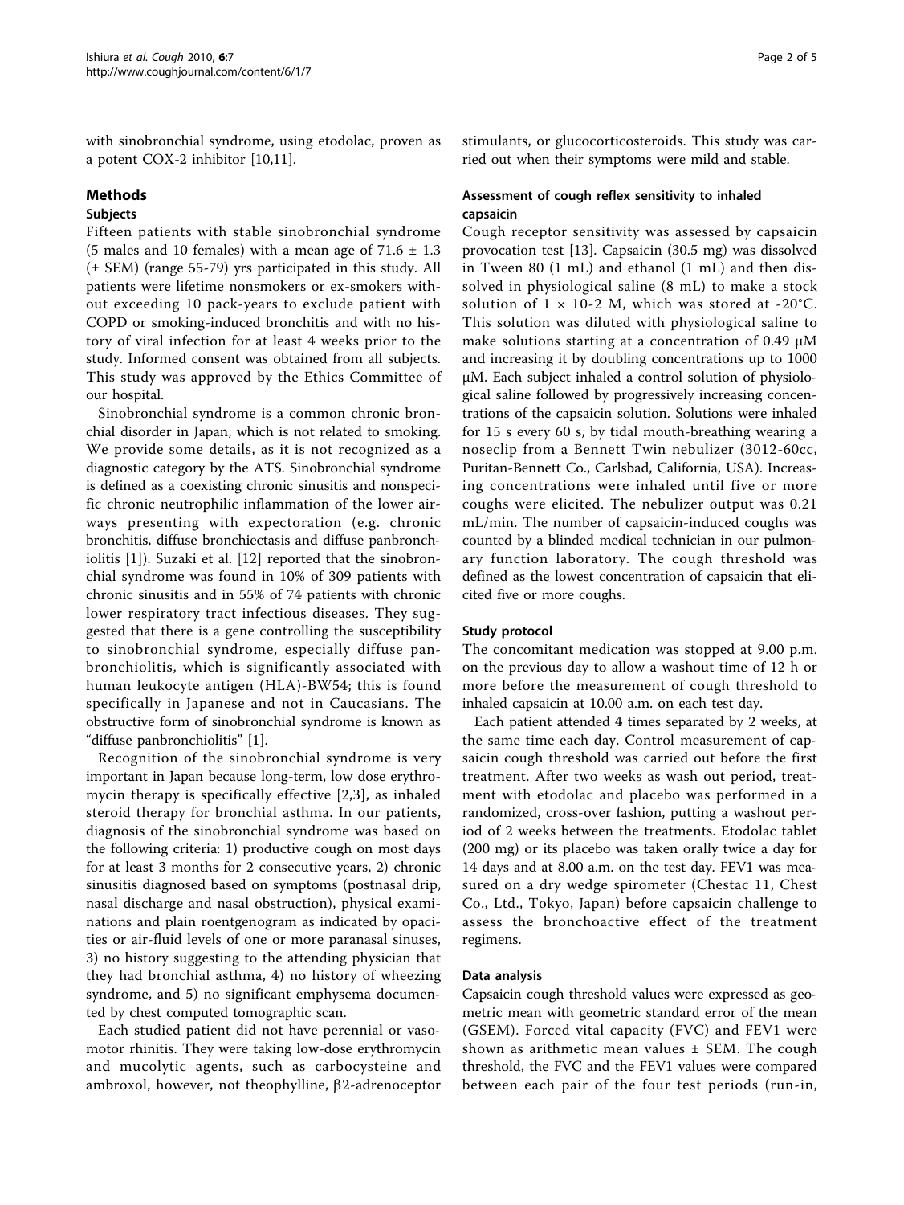with sinobronchial syndrome, using etodolac, proven as a potent COX-2 inhibitor [10,11].

## Methods

### Subjects

Fifteen patients with stable sinobronchial syndrome (5 males and 10 females) with a mean age of 71.6 ± 1.3 (± SEM) (range 55-79) yrs participated in this study. All patients were lifetime nonsmokers or ex-smokers without exceeding 10 pack-years to exclude patient with COPD or smoking-induced bronchitis and with no history of viral infection for at least 4 weeks prior to the study. Informed consent was obtained from all subjects. This study was approved by the Ethics Committee of our hospital.

Sinobronchial syndrome is a common chronic bronchial disorder in Japan, which is not related to smoking. We provide some details, as it is not recognized as a diagnostic category by the ATS. Sinobronchial syndrome is defined as a coexisting chronic sinusitis and nonspecific chronic neutrophilic inflammation of the lower airways presenting with expectoration (e.g. chronic bronchitis, diffuse bronchiectasis and diffuse panbronchiolitis [1]). Suzaki et al. [12] reported that the sinobronchial syndrome was found in 10% of 309 patients with chronic sinusitis and in 55% of 74 patients with chronic lower respiratory tract infectious diseases. They suggested that there is a gene controlling the susceptibility to sinobronchial syndrome, especially diffuse panbronchiolitis, which is significantly associated with human leukocyte antigen (HLA)-BW54; this is found specifically in Japanese and not in Caucasians. The obstructive form of sinobronchial syndrome is known as "diffuse panbronchiolitis" [1].

Recognition of the sinobronchial syndrome is very important in Japan because long-term, low dose erythromycin therapy is specifically effective [2,3], as inhaled steroid therapy for bronchial asthma. In our patients, diagnosis of the sinobronchial syndrome was based on the following criteria: 1) productive cough on most days for at least 3 months for 2 consecutive years, 2) chronic sinusitis diagnosed based on symptoms (postnasal drip, nasal discharge and nasal obstruction), physical examinations and plain roentgenogram as indicated by opacities or air-fluid levels of one or more paranasal sinuses, 3) no history suggesting to the attending physician that they had bronchial asthma, 4) no history of wheezing syndrome, and 5) no significant emphysema documented by chest computed tomographic scan.

Each studied patient did not have perennial or vasomotor rhinitis. They were taking low-dose erythromycin and mucolytic agents, such as carbocysteine and ambroxol, however, not theophylline, β2-adrenoceptor stimulants, or glucocorticosteroids. This study was carried out when their symptoms were mild and stable.

### Assessment of cough reflex sensitivity to inhaled capsaicin

Cough receptor sensitivity was assessed by capsaicin provocation test [13]. Capsaicin (30.5 mg) was dissolved in Tween 80 (1 mL) and ethanol (1 mL) and then dissolved in physiological saline (8 mL) to make a stock solution of $1 \times 10^{-2}$ M, which was stored at -20°C. This solution was diluted with physiological saline to make solutions starting at a concentration of 0.49 μM and increasing it by doubling concentrations up to 1000 μM. Each subject inhaled a control solution of physiological saline followed by progressively increasing concentrations of the capsaicin solution. Solutions were inhaled for 15 s every 60 s, by tidal mouth-breathing wearing a noseclip from a Bennett Twin nebulizer (3012-60cc, Puritan-Bennett Co., Carlsbad, California, USA). Increasing concentrations were inhaled until five or more coughs were elicited. The nebulizer output was 0.21 mL/min. The number of capsaicin-induced coughs was counted by a blinded medical technician in our pulmonary function laboratory. The cough threshold was defined as the lowest concentration of capsaicin that elicited five or more coughs.

### Study protocol

The concomitant medication was stopped at 9.00 p.m. on the previous day to allow a washout time of 12 h or more before the measurement of cough threshold to inhaled capsaicin at 10.00 a.m. on each test day.

Each patient attended 4 times separated by 2 weeks, at the same time each day. Control measurement of capsaicin cough threshold was carried out before the first treatment. After two weeks as wash out period, treatment with etodolac and placebo was performed in a randomized, cross-over fashion, putting a washout period of 2 weeks between the treatments. Etodolac tablet (200 mg) or its placebo was taken orally twice a day for 14 days and at 8.00 a.m. on the test day. $FEV_1$ was measured on a dry wedge spirometer (Chestac 11, Chest Co., Ltd., Tokyo, Japan) before capsaicin challenge to assess the bronchoactive effect of the treatment regimens.

### Data analysis

Capsaicin cough threshold values were expressed as geometric mean with geometric standard error of the mean (GSEM). Forced vital capacity (FVC) and $FEV_1$ were shown as arithmetic mean values ± SEM. The cough threshold, the FVC and the $FEV_1$ values were compared between each pair of the four test periods (run-in,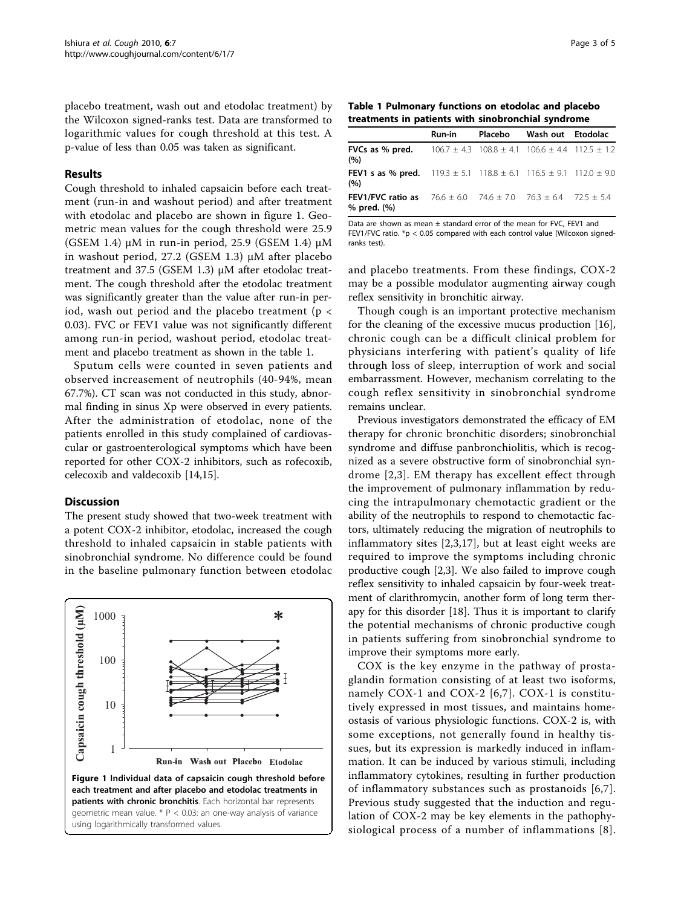placebo treatment, wash out and etodolac treatment) by the Wilcoxon signed-ranks test. Data are transformed to logarithmic values for cough threshold at this test. A p-value of less than 0.05 was taken as significant.

## Results

Cough threshold to inhaled capsaicin before each treatment (run-in and washout period) and after treatment with etodolac and placebo are shown in figure 1. Geometric mean values for the cough threshold were 25.9 (GSEM 1.4) μM in run-in period, 25.9 (GSEM 1.4) μM in washout period, 27.2 (GSEM 1.3) μM after placebo treatment and 37.5 (GSEM 1.3) μM after etodolac treatment. The cough threshold after the etodolac treatment was significantly greater than the value after run-in period, wash out period and the placebo treatment ($p < 0.03$). FVC or FEV1 value was not significantly different among run-in period, washout period, etodolac treatment and placebo treatment as shown in the table 1.

Sputum cells were counted in seven patients and observed increasement of neutrophils (40-94%, mean 67.7%). CT scan was not conducted in this study, abnormal finding in sinus Xp were observed in every patients. After the administration of etodolac, none of the patients enrolled in this study complained of cardiovascular or gastroenterological symptoms which have been reported for other COX-2 inhibitors, such as rofecoxib, celecoxib and valdecoxib [14,15].

## Discussion

The present study showed that two-week treatment with a potent COX-2 inhibitor, etodolac, increased the cough threshold to inhaled capsaicin in stable patients with sinobronchial syndrome. No difference could be found in the baseline pulmonary function between etodolac and placebo treatments. From these findings, COX-2 may be a possible modulator augmenting airway cough reflex sensitivity in bronchitic airway.

**Figure 1 Individual data of capsaicin cough threshold before each treatment and after placebo and etodolac treatments in patients with chronic bronchitis**. Each horizontal bar represents geometric mean value. * P < 0.03: an one-way analysis of variance using logarithmically transformed values.

**Table 1 Pulmonary functions on etodolac and placebo treatments in patients with sinobronchial syndrome**

| | Run-in | Placebo | Wash out | Etodolac |
|---|---|---|---|---|
| **FVCs as % pred. (%)** | 106.7 ± 4.3 | 108.8 ± 4.1 | 106.6 ± 4.4 | 112.5 ± 1.2 |
| **FEV1 s as % pred. (%)** | 119.3 ± 5.1 | 118.8 ± 6.1 | 116.5 ± 9.1 | 112.0 ± 9.0 |
| **FEV1/FVC ratio as % pred. (%)** | 76.6 ± 6.0 | 74.6 ± 7.0 | 76.3 ± 6.4 | 72.5 ± 5.4 |

Data are shown as mean ± standard error of the mean for FVC, FEV1 and FEV1/FVC ratio. *p < 0.05 compared with each control value (Wilcoxon signed-ranks test).

Though cough is an important protective mechanism for the cleaning of the excessive mucus production [16], chronic cough can be a difficult clinical problem for physicians interfering with patient's quality of life through loss of sleep, interruption of work and social embarrassment. However, mechanism correlating to the cough reflex sensitivity in sinobronchial syndrome remains unclear.

Previous investigators demonstrated the efficacy of EM therapy for chronic bronchitic disorders; sinobronchial syndrome and diffuse panbronchiolitis, which is recognized as a severe obstructive form of sinobronchial syndrome [2,3]. EM therapy has excellent effect through the improvement of pulmonary inflammation by reducing the intrapulmonary chemotactic gradient or the ability of the neutrophils to respond to chemotactic factors, ultimately reducing the migration of neutrophils to inflammatory sites [2,3,17], but at least eight weeks are required to improve the symptoms including chronic productive cough [2,3]. We also failed to improve cough reflex sensitivity to inhaled capsaicin by four-week treatment of clarithromycin, another form of long term therapy for this disorder [18]. Thus it is important to clarify the potential mechanisms of chronic productive cough in patients suffering from sinobronchial syndrome to improve their symptoms more early.

COX is the key enzyme in the pathway of prostaglandin formation consisting of at least two isoforms, namely COX-1 and COX-2 [6,7]. COX-1 is constitutively expressed in most tissues, and maintains homeostasis of various physiologic functions. COX-2 is, with some exceptions, not generally found in healthy tissues, but its expression is markedly induced in inflammation. It can be induced by various stimuli, including inflammatory cytokines, resulting in further production of inflammatory substances such as prostanoids [6,7]. Previous study suggested that the induction and regulation of COX-2 may be key elements in the pathophysiological process of a number of inflammations [8].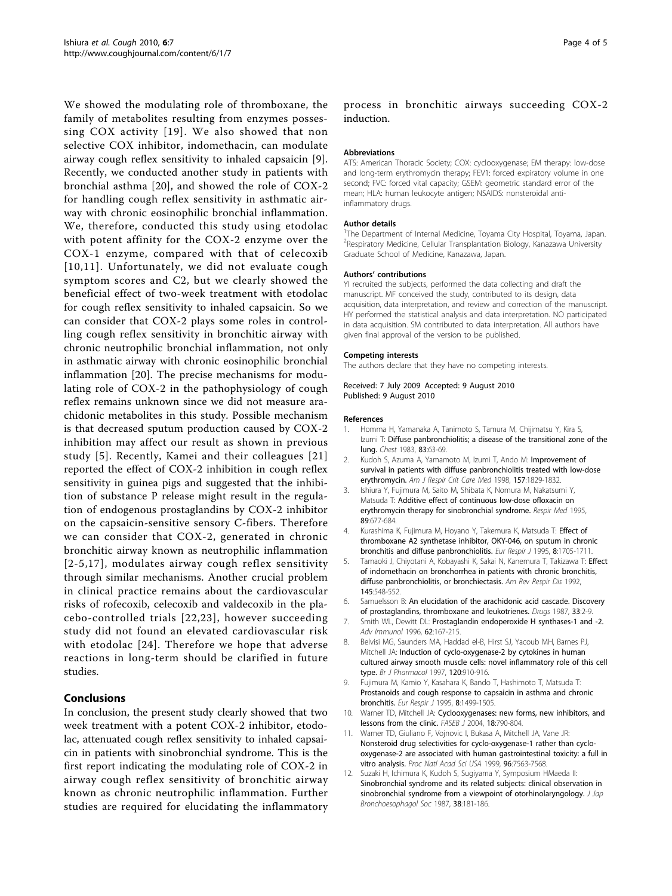We showed the modulating role of thromboxane, the family of metabolites resulting from enzymes possessing COX activity [19]. We also showed that non selective COX inhibitor, indomethacin, can modulate airway cough reflex sensitivity to inhaled capsaicin [9]. Recently, we conducted another study in patients with bronchial asthma [20], and showed the role of COX-2 for handling cough reflex sensitivity in asthmatic airway with chronic eosinophilic bronchial inflammation. We, therefore, conducted this study using etodolac with potent affinity for the COX-2 enzyme over the COX-1 enzyme, compared with that of celecoxib [10,11]. Unfortunately, we did not evaluate cough symptom scores and C2, but we clearly showed the beneficial effect of two-week treatment with etodolac for cough reflex sensitivity to inhaled capsaicin. So we can consider that COX-2 plays some roles in controlling cough reflex sensitivity in bronchitic airway with chronic neutrophilic bronchial inflammation, not only in asthmatic airway with chronic eosinophilic bronchial inflammation [20]. The precise mechanisms for modulating role of COX-2 in the pathophysiology of cough reflex remains unknown since we did not measure arachidonic metabolites in this study. Possible mechanism is that decreased sputum production caused by COX-2 inhibition may affect our result as shown in previous study [5]. Recently, Kamei and their colleagues [21] reported the effect of COX-2 inhibition in cough reflex sensitivity in guinea pigs and suggested that the inhibition of substance P release might result in the regulation of endogenous prostaglandins by COX-2 inhibitor on the capsaicin-sensitive sensory C-fibers. Therefore we can consider that COX-2, generated in chronic bronchitic airway known as neutrophilic inflammation [2-5,17], modulates airway cough reflex sensitivity through similar mechanisms. Another crucial problem in clinical practice remains about the cardiovascular risks of rofecoxib, celecoxib and valdecoxib in the placebo-controlled trials [22,23], however succeeding study did not found an elevated cardiovascular risk with etodolac [24]. Therefore we hope that adverse reactions in long-term should be clarified in future studies.

## Conclusions

In conclusion, the present study clearly showed that two week treatment with a potent COX-2 inhibitor, etodolac, attenuated cough reflex sensitivity to inhaled capsaicin in patients with sinobronchial syndrome. This is the first report indicating the modulating role of COX-2 in airway cough reflex sensitivity of bronchitic airway known as chronic neutrophilic inflammation. Further studies are required for elucidating the inflammatory process in bronchitic airways succeeding COX-2 induction.

#### Abbreviations

ATS: American Thoracic Society; COX: cyclooxygenase; EM therapy: low-dose and long-term erythromycin therapy; FEV1: forced expiratory volume in one second; FVC: forced vital capacity; GSEM: geometric standard error of the mean; HLA: human leukocyte antigen; NSAIDS: nonsteroidal anti-inflammatory drugs.

#### Author details

[1]The Department of Internal Medicine, Toyama City Hospital, Toyama, Japan. [2]Respiratory Medicine, Cellular Transplantation Biology, Kanazawa University Graduate School of Medicine, Kanazawa, Japan.

#### Authors' contributions

YI recruited the subjects, performed the data collecting and draft the manuscript. MF conceived the study, contributed to its design, data acquisition, data interpretation, and review and correction of the manuscript. HY performed the statistical analysis and data interpretation. NO participated in data acquisition. SM contributed to data interpretation. All authors have given final approval of the version to be published.

#### Competing interests

The authors declare that they have no competing interests.

Received: 7 July 2009 Accepted: 9 August 2010
Published: 9 August 2010

#### References

1. Homma H, Yamanaka A, Tanimoto S, Tamura M, Chijimatsu Y, Kira S, Izumi T: **Diffuse panbronchiolitis; a disease of the transitional zone of the lung.** *Chest* 1983, **83**:63-69.
2. Kudoh S, Azuma A, Yamamoto M, Izumi T, Ando M: **Improvement of survival in patients with diffuse panbronchiolitis treated with low-dose erythromycin.** *Am J Respir Crit Care Med* 1998, **157**:1829-1832.
3. Ishiura Y, Fujimura M, Saito M, Shibata K, Nomura M, Nakatsumi Y, Matsuda T: **Additive effect of continuous low-dose ofloxacin on erythromycin therapy for sinobronchial syndrome.** *Respir Med* 1995, **89**:677-684.
4. Kurashima K, Fujimura M, Hoyano Y, Takemura K, Matsuda T: **Effect of thromboxane A2 synthetase inhibitor, OKY-046, on sputum in chronic bronchitis and diffuse panbronchiolitis.** *Eur Respir J* 1995, **8**:1705-1711.
5. Tamaoki J, Chiyotani A, Kobayashi K, Sakai N, Kanemura T, Takizawa T: **Effect of indomethacin on bronchorrhea in patients with chronic bronchitis, diffuse panbronchiolitis, or bronchiectasis.** *Am Rev Respir Dis* 1992, **145**:548-552.
6. Samuelsson B: **An elucidation of the arachidonic acid cascade. Discovery of prostaglandins, thromboxane and leukotrienes.** *Drugs* 1987, **33**:2-9.
7. Smith WL, Dewitt DL: **Prostaglandin endoperoxide H synthases-1 and -2.** *Adv Immunol* 1996, **62**:167-215.
8. Belvisi MG, Saunders MA, Haddad el-B, Hirst SJ, Yacoub MH, Barnes PJ, Mitchell JA: **Induction of cyclo-oxygenase-2 by cytokines in human cultured airway smooth muscle cells: novel inflammatory role of this cell type.** *Br J Pharmacol* 1997, **120**:910-916.
9. Fujimura M, Kamio Y, Kasahara K, Bando T, Hashimoto T, Matsuda T: **Prostanoids and cough response to capsaicin in asthma and chronic bronchitis.** *Eur Respir J* 1995, **8**:1499-1505.
10. Warner TD, Mitchell JA: **Cyclooxygenases: new forms, new inhibitors, and lessons from the clinic.** *FASEB J* 2004, **18**:790-804.
11. Warner TD, Giuliano F, Vojnovic I, Bukasa A, Mitchell JA, Vane JR: **Nonsteroid drug selectivities for cyclo-oxygenase-1 rather than cyclo-oxygenase-2 are associated with human gastrointestinal toxicity: a full in vitro analysis.** *Proc Natl Acad Sci USA* 1999, **96**:7563-7568.
12. Suzaki H, Ichimura K, Kudoh S, Sugiyama Y, Symposium HMaeda II: **Sinobronchial syndrome and its related subjects: clinical observation in sinobronchial syndrome from a viewpoint of otorhinolaryngology.** *J Jap Bronchoesophagol Soc* 1987, **38**:181-186.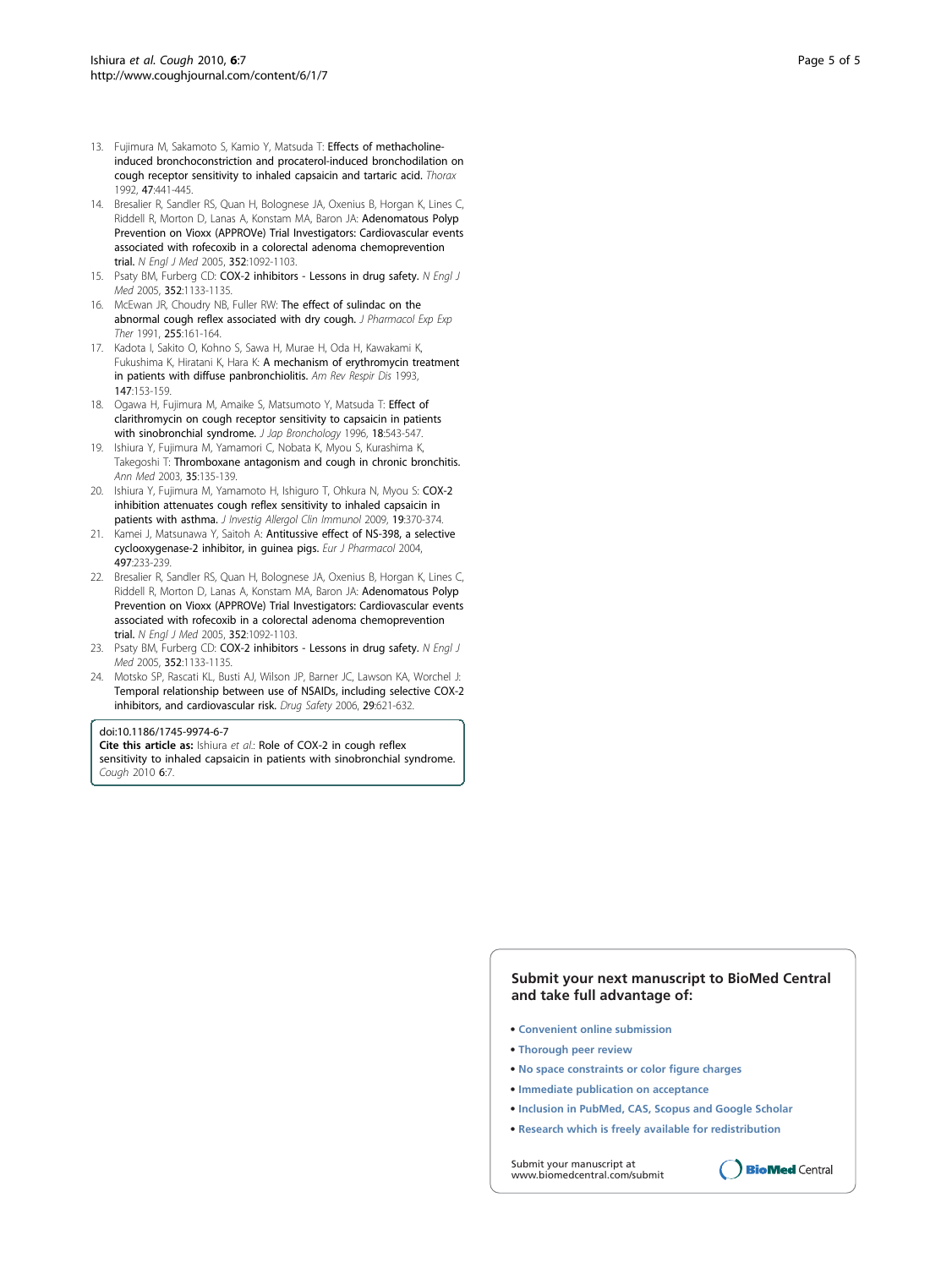13. Fujimura M, Sakamoto S, Kamio Y, Matsuda T: **Effects of methacholine-induced bronchoconstriction and procaterol-induced bronchodilation on cough receptor sensitivity to inhaled capsaicin and tartaric acid.** *Thorax* 1992, **47**:441-445.
14. Bresalier R, Sandler RS, Quan H, Bolognese JA, Oxenius B, Horgan K, Lines C, Riddell R, Morton D, Lanas A, Konstam MA, Baron JA: **Adenomatous Polyp Prevention on Vioxx (APPROVe) Trial Investigators: Cardiovascular events associated with rofecoxib in a colorectal adenoma chemoprevention trial.** *N Engl J Med* 2005, **352**:1092-1103.
15. Psaty BM, Furberg CD: **COX-2 inhibitors - Lessons in drug safety.** *N Engl J Med* 2005, **352**:1133-1135.
16. McEwan JR, Choudry NB, Fuller RW: **The effect of sulindac on the abnormal cough reflex associated with dry cough.** *J Pharmacol Exp Exp Ther* 1991, **255**:161-164.
17. Kadota I, Sakito O, Kohno S, Sawa H, Murae H, Oda H, Kawakami K, Fukushima K, Hiratani K, Hara K: **A mechanism of erythromycin treatment in patients with diffuse panbronchiolitis.** *Am Rev Respir Dis* 1993, **147**:153-159.
18. Ogawa H, Fujimura M, Amaike S, Matsumoto Y, Matsuda T: **Effect of clarithromycin on cough receptor sensitivity to capsaicin in patients with sinobronchial syndrome.** *J Jap Bronchology* 1996, **18**:543-547.
19. Ishiura Y, Fujimura M, Yamamori C, Nobata K, Myou S, Kurashima K, Takegoshi T: **Thromboxane antagonism and cough in chronic bronchitis.** *Ann Med* 2003, **35**:135-139.
20. Ishiura Y, Fujimura M, Yamamoto H, Ishiguro T, Ohkura N, Myou S: **COX-2 inhibition attenuates cough reflex sensitivity to inhaled capsaicin in patients with asthma.** *J Investig Allergol Clin Immunol* 2009, **19**:370-374.
21. Kamei J, Matsunawa Y, Saitoh A: **Antitussive effect of NS-398, a selective cyclooxygenase-2 inhibitor, in guinea pigs.** *Eur J Pharmacol* 2004, **497**:233-239.
22. Bresalier R, Sandler RS, Quan H, Bolognese JA, Oxenius B, Horgan K, Lines C, Riddell R, Morton D, Lanas A, Konstam MA, Baron JA: **Adenomatous Polyp Prevention on Vioxx (APPROVe) Trial Investigators: Cardiovascular events associated with rofecoxib in a colorectal adenoma chemoprevention trial.** *N Engl J Med* 2005, **352**:1092-1103.
23. Psaty BM, Furberg CD: **COX-2 inhibitors - Lessons in drug safety.** *N Engl J Med* 2005, **352**:1133-1135.
24. Motsko SP, Rascati KL, Busti AJ, Wilson JP, Barner JC, Lawson KA, Worchel J: **Temporal relationship between use of NSAIDs, including selective COX-2 inhibitors, and cardiovascular risk.** *Drug Safety* 2006, **29**:621-632.

doi:10.1186/1745-9974-6-7

**Cite this article as:** Ishiura *et al.*: Role of COX-2 in cough reflex sensitivity to inhaled capsaicin in patients with sinobronchial syndrome. *Cough* 2010 **6**:7.

**Submit your next manuscript to BioMed Central and take full advantage of:**

- Convenient online submission
- Thorough peer review
- No space constraints or color figure charges
- Immediate publication on acceptance
- Inclusion in PubMed, CAS, Scopus and Google Scholar
- Research which is freely available for redistribution

Submit your manuscript at www.biomedcentral.com/submit

BioMed Central